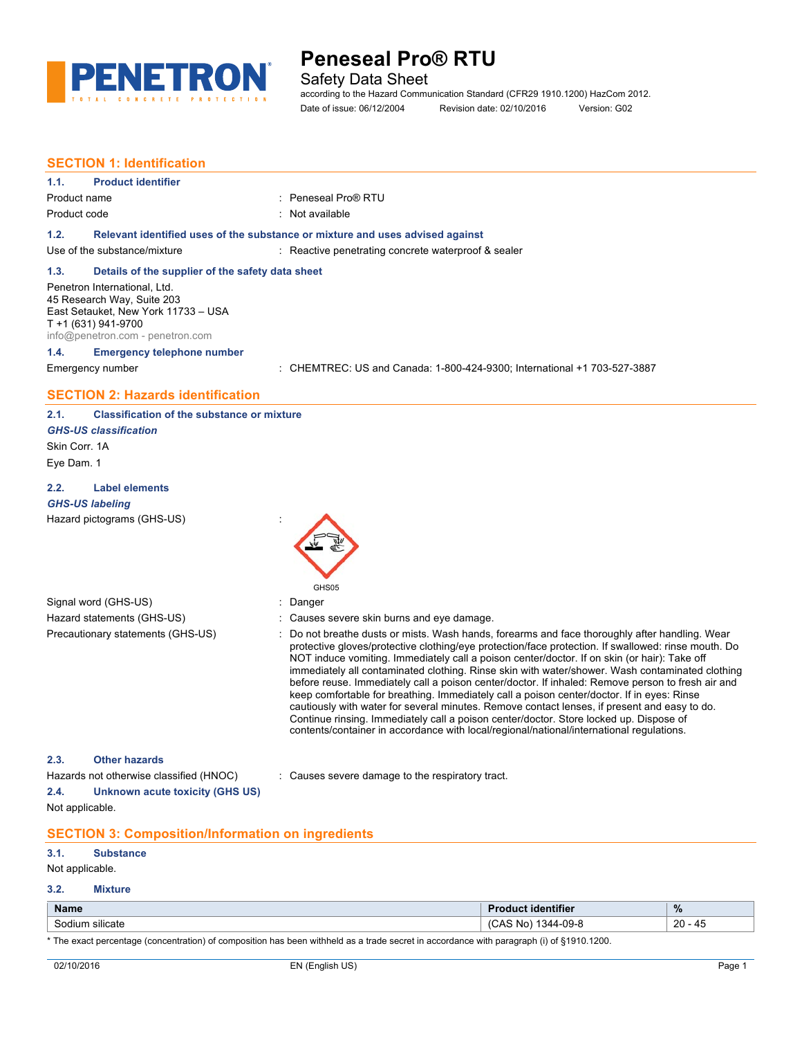# Peneseal Pro® RTU

Safety Data Sheet

according to the Hazard Communication Standard (CFR29 1910.1200) HazCom 2012.

Date of issue: 06/12/2004 Revision date: 02/10/2016 Version: G02

## SECTION 1: Identification

### 1.1. Product identifier

Product name : Peneseal Pro® RTU

Product code : Not available

### 1.2. Relevant identified uses of the substance or mixture and uses advised against

Use of the substance/mixture : Reactive penetrating concrete waterproof & sealer

### 1.3. Details of the supplier of the safety data sheet

Penetron International, Ltd.
45 Research Way, Suite 203
East Setauket, New York 11733 – USA
T +1 (631) 941-9700
info@penetron.com - penetron.com

### 1.4. Emergency telephone number

Emergency number : CHEMTREC: US and Canada: 1-800-424-9300; International +1 703-527-3887

## SECTION 2: Hazards identification

### 2.1. Classification of the substance or mixture

***GHS-US classification***

Skin Corr. 1A

Eye Dam. 1

### 2.2. Label elements

***GHS-US labeling***

Hazard pictograms (GHS-US) :

GHS05

Signal word (GHS-US) : Danger

Hazard statements (GHS-US) : Causes severe skin burns and eye damage.

Precautionary statements (GHS-US) : Do not breathe dusts or mists. Wash hands, forearms and face thoroughly after handling. Wear protective gloves/protective clothing/eye protection/face protection. If swallowed: rinse mouth. Do NOT induce vomiting. Immediately call a poison center/doctor. If on skin (or hair): Take off immediately all contaminated clothing. Rinse skin with water/shower. Wash contaminated clothing before reuse. Immediately call a poison center/doctor. If inhaled: Remove person to fresh air and keep comfortable for breathing. Immediately call a poison center/doctor. If in eyes: Rinse cautiously with water for several minutes. Remove contact lenses, if present and easy to do. Continue rinsing. Immediately call a poison center/doctor. Store locked up. Dispose of contents/container in accordance with local/regional/national/international regulations.

### 2.3. Other hazards

Hazards not otherwise classified (HNOC) : Causes severe damage to the respiratory tract.

### 2.4. Unknown acute toxicity (GHS US)

Not applicable.

## SECTION 3: Composition/Information on ingredients

### 3.1. Substance

Not applicable.

### 3.2. Mixture

| Name | Product identifier | % |
|---|---|---|
| Sodium silicate | (CAS No) 1344-09-8 | 20 - 45 |

* The exact percentage (concentration) of composition has been withheld as a trade secret in accordance with paragraph (i) of §1910.1200.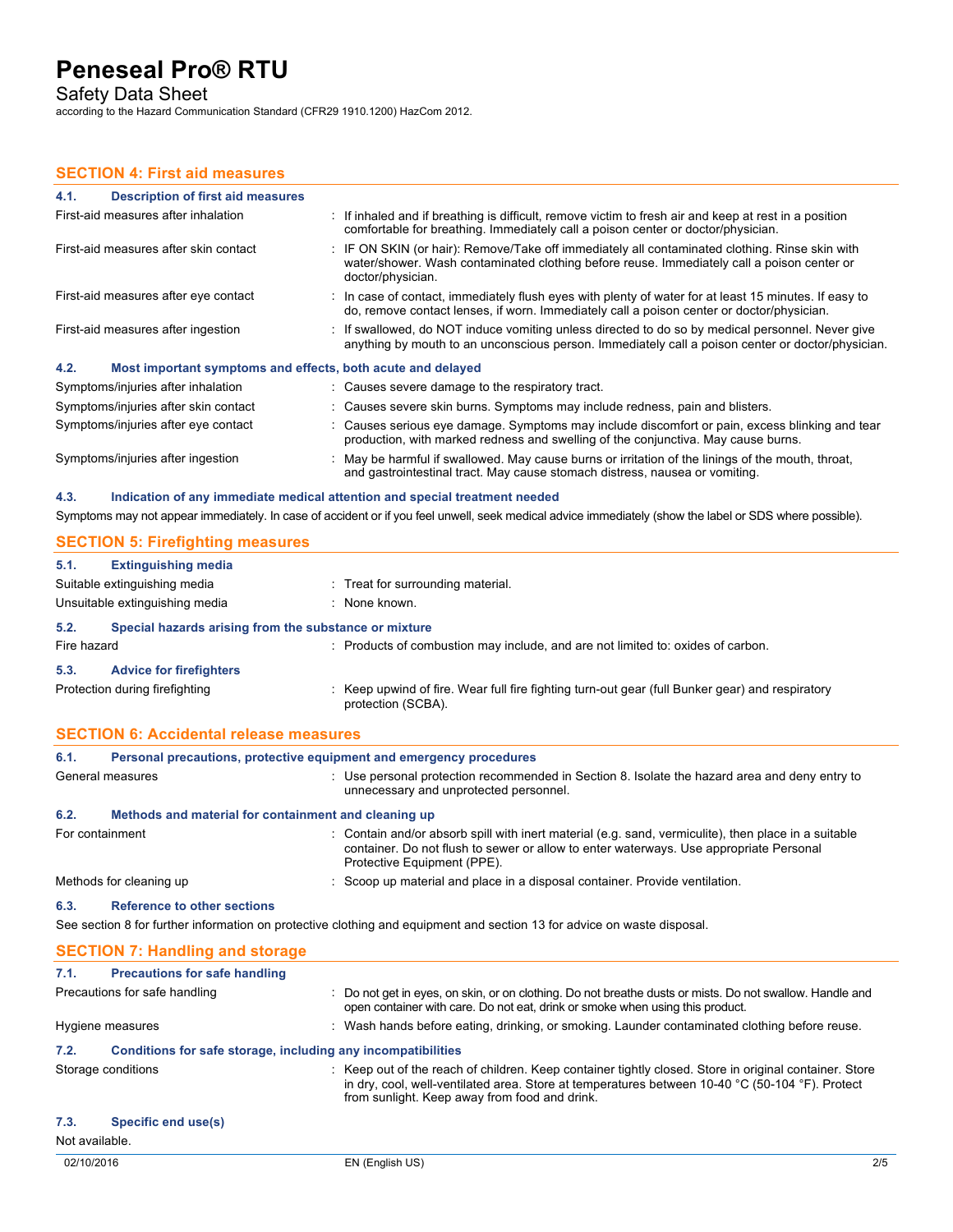## SECTION 4: First aid measures

### 4.1. Description of first aid measures

| | |
|---|---|
| First-aid measures after inhalation | : If inhaled and if breathing is difficult, remove victim to fresh air and keep at rest in a position comfortable for breathing. Immediately call a poison center or doctor/physician. |
| First-aid measures after skin contact | : IF ON SKIN (or hair): Remove/Take off immediately all contaminated clothing. Rinse skin with water/shower. Wash contaminated clothing before reuse. Immediately call a poison center or doctor/physician. |
| First-aid measures after eye contact | : In case of contact, immediately flush eyes with plenty of water for at least 15 minutes. If easy to do, remove contact lenses, if worn. Immediately call a poison center or doctor/physician. |
| First-aid measures after ingestion | : If swallowed, do NOT induce vomiting unless directed to do so by medical personnel. Never give anything by mouth to an unconscious person. Immediately call a poison center or doctor/physician. |

### 4.2. Most important symptoms and effects, both acute and delayed

| | |
|---|---|
| Symptoms/injuries after inhalation | : Causes severe damage to the respiratory tract. |
| Symptoms/injuries after skin contact | : Causes severe skin burns. Symptoms may include redness, pain and blisters. |
| Symptoms/injuries after eye contact | : Causes serious eye damage. Symptoms may include discomfort or pain, excess blinking and tear production, with marked redness and swelling of the conjunctiva. May cause burns. |
| Symptoms/injuries after ingestion | : May be harmful if swallowed. May cause burns or irritation of the linings of the mouth, throat, and gastrointestinal tract. May cause stomach distress, nausea or vomiting. |

### 4.3. Indication of any immediate medical attention and special treatment needed

Symptoms may not appear immediately. In case of accident or if you feel unwell, seek medical advice immediately (show the label or SDS where possible).

## SECTION 5: Firefighting measures

### 5.1. Extinguishing media

| | |
|---|---|
| Suitable extinguishing media | : Treat for surrounding material. |
| Unsuitable extinguishing media | : None known. |

### 5.2. Special hazards arising from the substance or mixture

| | |
|---|---|
| Fire hazard | : Products of combustion may include, and are not limited to: oxides of carbon. |

### 5.3. Advice for firefighters

| | |
|---|---|
| Protection during firefighting | : Keep upwind of fire. Wear full fire fighting turn-out gear (full Bunker gear) and respiratory protection (SCBA). |

## SECTION 6: Accidental release measures

### 6.1. Personal precautions, protective equipment and emergency procedures

| | |
|---|---|
| General measures | : Use personal protection recommended in Section 8. Isolate the hazard area and deny entry to unnecessary and unprotected personnel. |

### 6.2. Methods and material for containment and cleaning up

| | |
|---|---|
| For containment | : Contain and/or absorb spill with inert material (e.g. sand, vermiculite), then place in a suitable container. Do not flush to sewer or allow to enter waterways. Use appropriate Personal Protective Equipment (PPE). |
| Methods for cleaning up | : Scoop up material and place in a disposal container. Provide ventilation. |

### 6.3. Reference to other sections

See section 8 for further information on protective clothing and equipment and section 13 for advice on waste disposal.

## SECTION 7: Handling and storage

### 7.1. Precautions for safe handling

| | |
|---|---|
| Precautions for safe handling | : Do not get in eyes, on skin, or on clothing. Do not breathe dusts or mists. Do not swallow. Handle and open container with care. Do not eat, drink or smoke when using this product. |
| Hygiene measures | : Wash hands before eating, drinking, or smoking. Launder contaminated clothing before reuse. |

### 7.2. Conditions for safe storage, including any incompatibilities

| | |
|---|---|
| Storage conditions | : Keep out of the reach of children. Keep container tightly closed. Store in original container. Store in dry, cool, well-ventilated area. Store at temperatures between 10-40 °C (50-104 °F). Protect from sunlight. Keep away from food and drink. |

### 7.3. Specific end use(s)

Not available.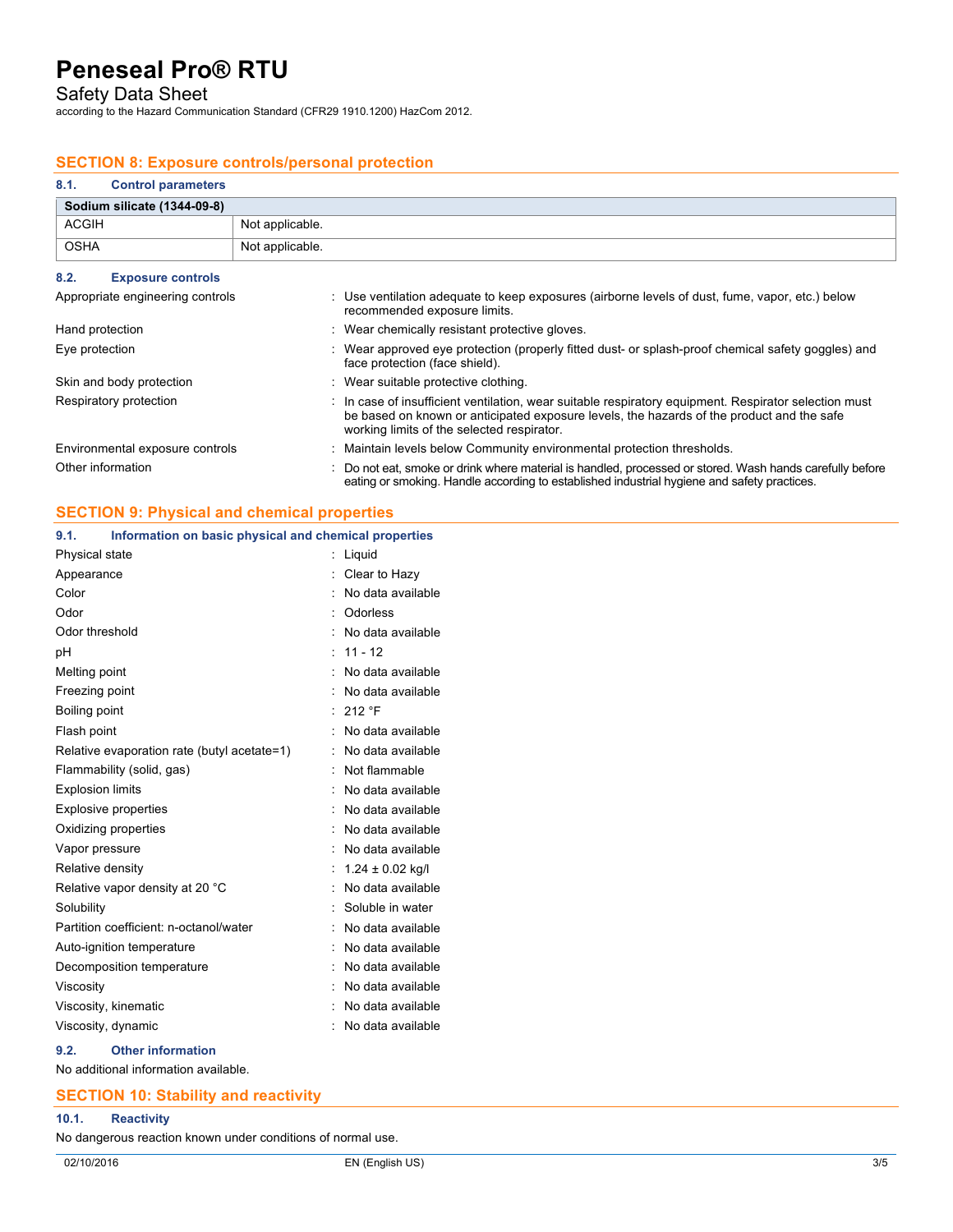## SECTION 8: Exposure controls/personal protection

### 8.1. Control parameters

| Sodium silicate (1344-09-8) | |
|---|---|
| ACGIH | Not applicable. |
| OSHA | Not applicable. |

### 8.2. Exposure controls

| | |
|---|---|
| Appropriate engineering controls | : Use ventilation adequate to keep exposures (airborne levels of dust, fume, vapor, etc.) below recommended exposure limits. |
| Hand protection | : Wear chemically resistant protective gloves. |
| Eye protection | : Wear approved eye protection (properly fitted dust- or splash-proof chemical safety goggles) and face protection (face shield). |
| Skin and body protection | : Wear suitable protective clothing. |
| Respiratory protection | : In case of insufficient ventilation, wear suitable respiratory equipment. Respirator selection must be based on known or anticipated exposure levels, the hazards of the product and the safe working limits of the selected respirator. |
| Environmental exposure controls | : Maintain levels below Community environmental protection thresholds. |
| Other information | : Do not eat, smoke or drink where material is handled, processed or stored. Wash hands carefully before eating or smoking. Handle according to established industrial hygiene and safety practices. |

## SECTION 9: Physical and chemical properties

### 9.1. Information on basic physical and chemical properties

| | |
|---|---|
| Physical state | : Liquid |
| Appearance | : Clear to Hazy |
| Color | : No data available |
| Odor | : Odorless |
| Odor threshold | : No data available |
| pH | : 11 - 12 |
| Melting point | : No data available |
| Freezing point | : No data available |
| Boiling point | : 212 °F |
| Flash point | : No data available |
| Relative evaporation rate (butyl acetate=1) | : No data available |
| Flammability (solid, gas) | : Not flammable |
| Explosion limits | : No data available |
| Explosive properties | : No data available |
| Oxidizing properties | : No data available |
| Vapor pressure | : No data available |
| Relative density | : 1.24 ± 0.02 kg/l |
| Relative vapor density at 20 °C | : No data available |
| Solubility | : Soluble in water |
| Partition coefficient: n-octanol/water | : No data available |
| Auto-ignition temperature | : No data available |
| Decomposition temperature | : No data available |
| Viscosity | : No data available |
| Viscosity, kinematic | : No data available |
| Viscosity, dynamic | : No data available |

### 9.2. Other information

No additional information available.

## SECTION 10: Stability and reactivity

### 10.1. Reactivity

No dangerous reaction known under conditions of normal use.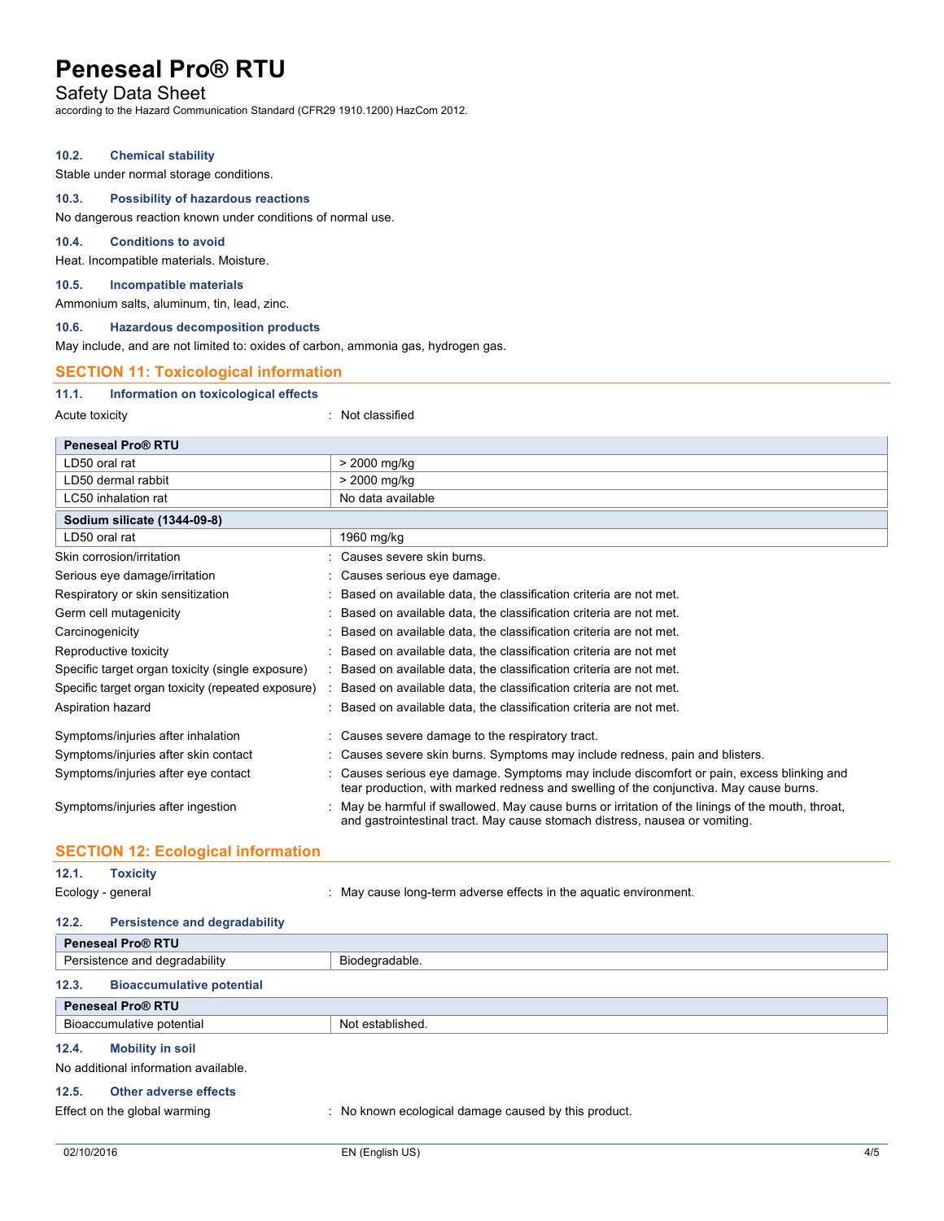#### 10.2. Chemical stability

Stable under normal storage conditions.

#### 10.3. Possibility of hazardous reactions

No dangerous reaction known under conditions of normal use.

#### 10.4. Conditions to avoid

Heat. Incompatible materials. Moisture.

#### 10.5. Incompatible materials

Ammonium salts, aluminum, tin, lead, zinc.

#### 10.6. Hazardous decomposition products

May include, and are not limited to: oxides of carbon, ammonia gas, hydrogen gas.

## SECTION 11: Toxicological information

#### 11.1. Information on toxicological effects

Acute toxicity : Not classified

| Peneseal Pro® RTU | |
|---|---|
| LD50 oral rat | > 2000 mg/kg |
| LD50 dermal rabbit | > 2000 mg/kg |
| LC50 inhalation rat | No data available |
| **Sodium silicate (1344-09-8)** | |
| LD50 oral rat | 1960 mg/kg |

Skin corrosion/irritation : Causes severe skin burns.

Serious eye damage/irritation : Causes serious eye damage.

Respiratory or skin sensitization : Based on available data, the classification criteria are not met.

Germ cell mutagenicity : Based on available data, the classification criteria are not met.

Carcinogenicity : Based on available data, the classification criteria are not met.

Reproductive toxicity : Based on available data, the classification criteria are not met

Specific target organ toxicity (single exposure) : Based on available data, the classification criteria are not met.

Specific target organ toxicity (repeated exposure) : Based on available data, the classification criteria are not met.

Aspiration hazard : Based on available data, the classification criteria are not met.

Symptoms/injuries after inhalation : Causes severe damage to the respiratory tract.

Symptoms/injuries after skin contact : Causes severe skin burns. Symptoms may include redness, pain and blisters.

Symptoms/injuries after eye contact : Causes serious eye damage. Symptoms may include discomfort or pain, excess blinking and tear production, with marked redness and swelling of the conjunctiva. May cause burns.

Symptoms/injuries after ingestion : May be harmful if swallowed. May cause burns or irritation of the linings of the mouth, throat, and gastrointestinal tract. May cause stomach distress, nausea or vomiting.

## SECTION 12: Ecological information

#### 12.1. Toxicity

Ecology - general : May cause long-term adverse effects in the aquatic environment.

#### 12.2. Persistence and degradability

| Peneseal Pro® RTU | |
|---|---|
| Persistence and degradability | Biodegradable. |

#### 12.3. Bioaccumulative potential

| Peneseal Pro® RTU | |
|---|---|
| Bioaccumulative potential | Not established. |

#### 12.4. Mobility in soil

No additional information available.

#### 12.5. Other adverse effects

Effect on the global warming : No known ecological damage caused by this product.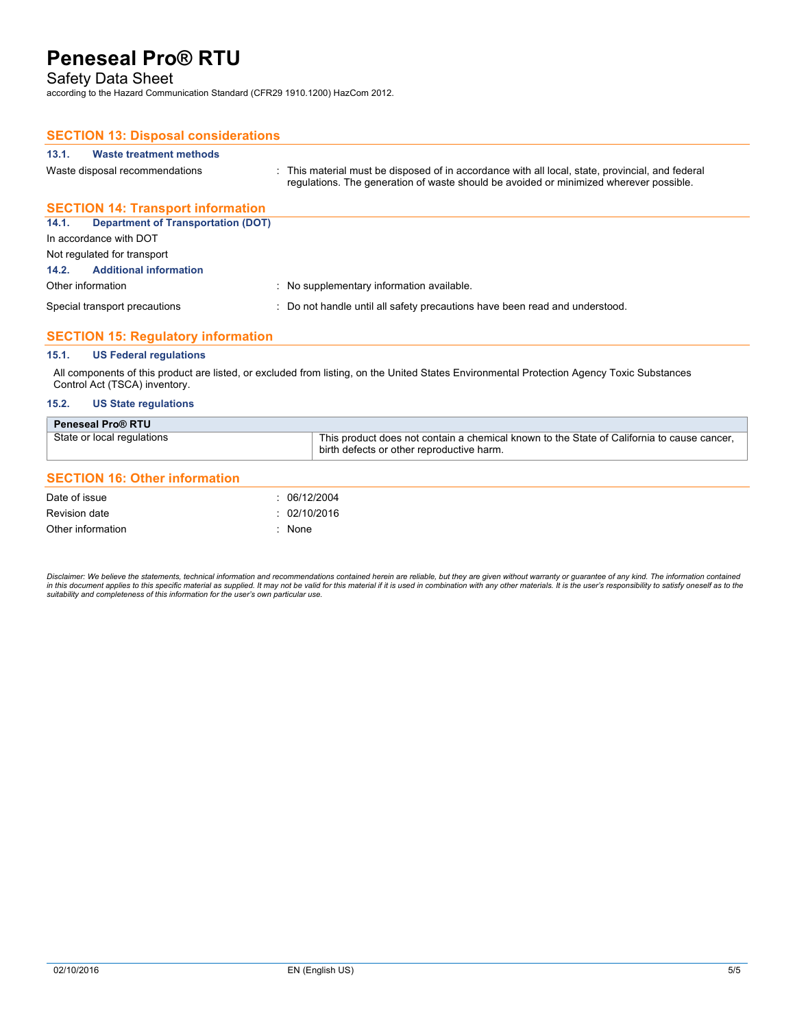## SECTION 13: Disposal considerations

### 13.1. Waste treatment methods

Waste disposal recommendations : This material must be disposed of in accordance with all local, state, provincial, and federal regulations. The generation of waste should be avoided or minimized wherever possible.

## SECTION 14: Transport information

### 14.1. Department of Transportation (DOT)

In accordance with DOT

Not regulated for transport

### 14.2. Additional information

Other information : No supplementary information available.

Special transport precautions : Do not handle until all safety precautions have been read and understood.

## SECTION 15: Regulatory information

### 15.1. US Federal regulations

All components of this product are listed, or excluded from listing, on the United States Environmental Protection Agency Toxic Substances Control Act (TSCA) inventory.

### 15.2. US State regulations

| Peneseal Pro® RTU | |
|---|---|
| State or local regulations | This product does not contain a chemical known to the State of California to cause cancer, birth defects or other reproductive harm. |

## SECTION 16: Other information

Date of issue : 06/12/2004

Revision date : 02/10/2016

Other information : None

*Disclaimer: We believe the statements, technical information and recommendations contained herein are reliable, but they are given without warranty or guarantee of any kind. The information contained in this document applies to this specific material as supplied. It may not be valid for this material if it is used in combination with any other materials. It is the user's responsibility to satisfy oneself as to the suitability and completeness of this information for the user's own particular use.*